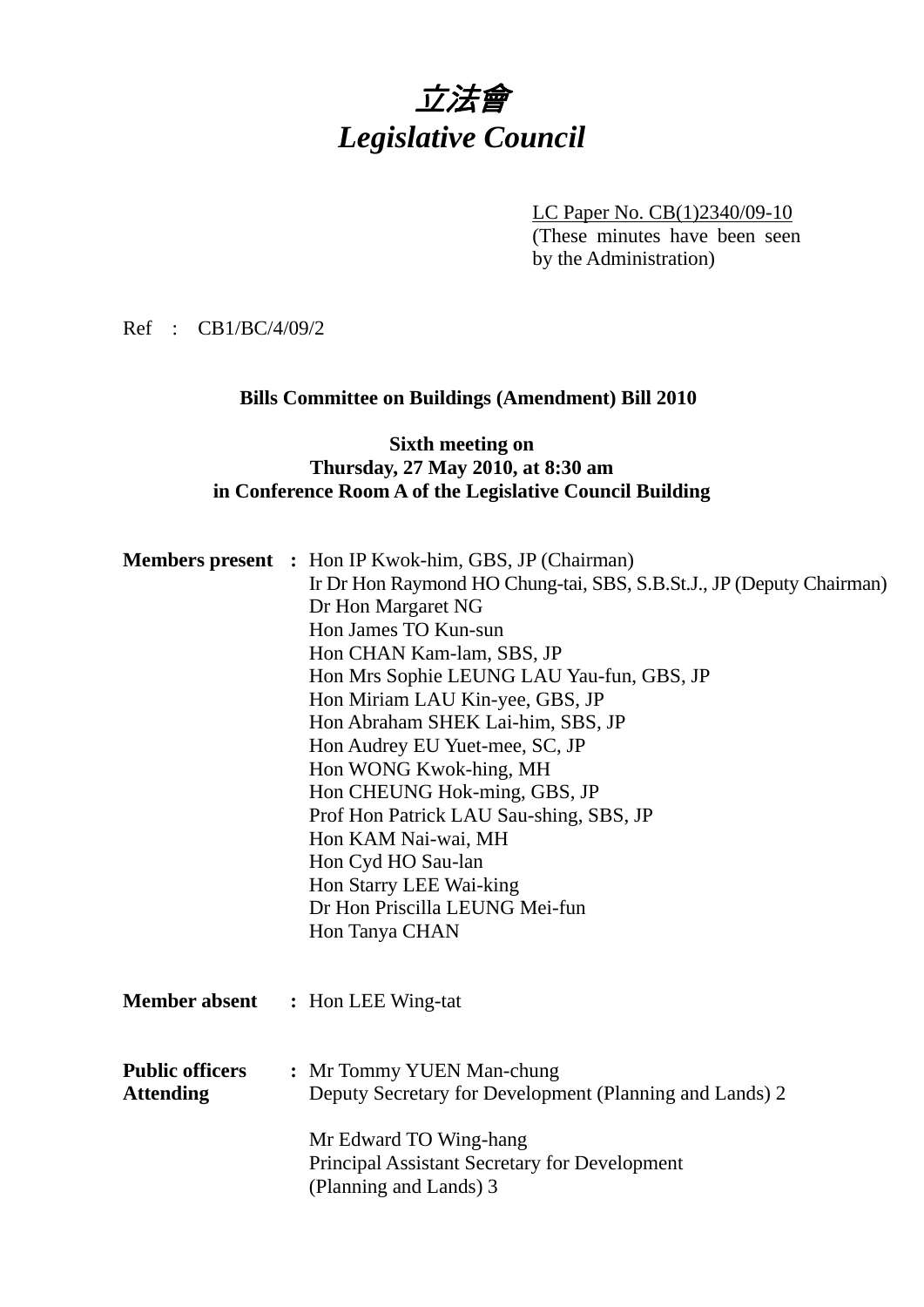# 立法會
# *Legislative Council*

LC Paper No. CB(1)2340/09-10
(These minutes have been seen by the Administration)

Ref : CB1/BC/4/09/2

**Bills Committee on Buildings (Amendment) Bill 2010**

**Sixth meeting on**
**Thursday, 27 May 2010, at 8:30 am**
**in Conference Room A of the Legislative Council Building**

**Members present :** Hon IP Kwok-him, GBS, JP (Chairman)
Ir Dr Hon Raymond HO Chung-tai, SBS, S.B.St.J., JP (Deputy Chairman)
Dr Hon Margaret NG
Hon James TO Kun-sun
Hon CHAN Kam-lam, SBS, JP
Hon Mrs Sophie LEUNG LAU Yau-fun, GBS, JP
Hon Miriam LAU Kin-yee, GBS, JP
Hon Abraham SHEK Lai-him, SBS, JP
Hon Audrey EU Yuet-mee, SC, JP
Hon WONG Kwok-hing, MH
Hon CHEUNG Hok-ming, GBS, JP
Prof Hon Patrick LAU Sau-shing, SBS, JP
Hon KAM Nai-wai, MH
Hon Cyd HO Sau-lan
Hon Starry LEE Wai-king
Dr Hon Priscilla LEUNG Mei-fun
Hon Tanya CHAN

**Member absent :** Hon LEE Wing-tat

**Public officers Attending :** Mr Tommy YUEN Man-chung
Deputy Secretary for Development (Planning and Lands) 2

Mr Edward TO Wing-hang
Principal Assistant Secretary for Development (Planning and Lands) 3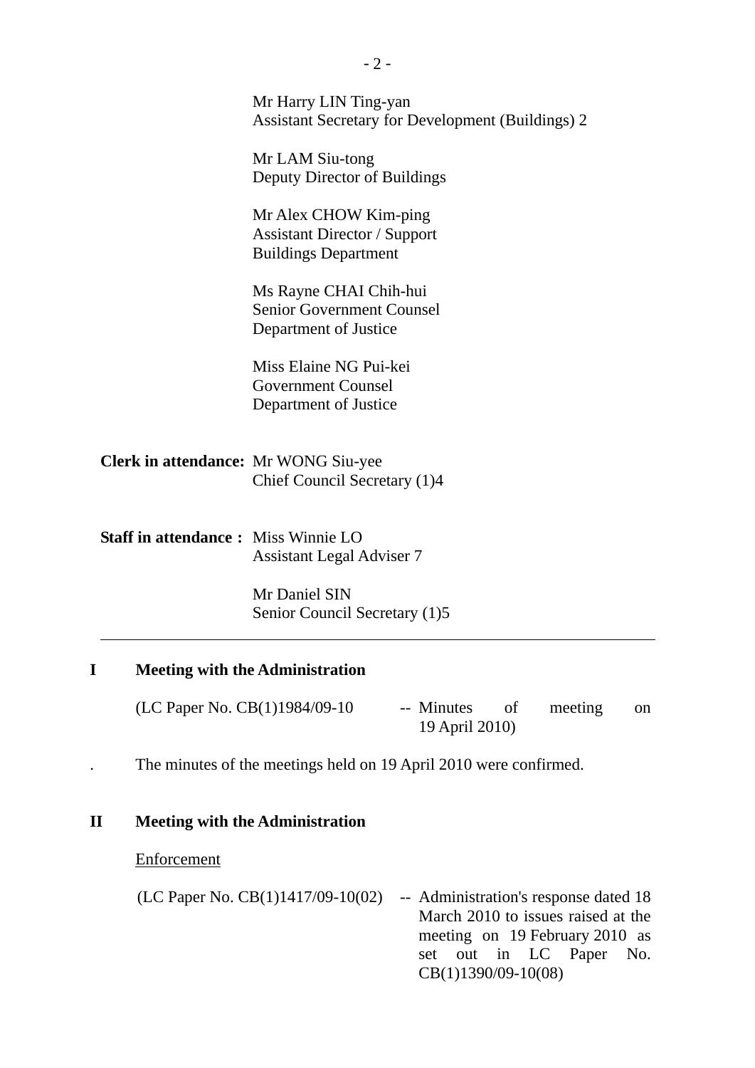Mr Harry LIN Ting-yan
Assistant Secretary for Development (Buildings) 2

Mr LAM Siu-tong
Deputy Director of Buildings

Mr Alex CHOW Kim-ping
Assistant Director / Support
Buildings Department

Ms Rayne CHAI Chih-hui
Senior Government Counsel
Department of Justice

Miss Elaine NG Pui-kei
Government Counsel
Department of Justice

**Clerk in attendance:** Mr WONG Siu-yee
Chief Council Secretary (1)4

**Staff in attendance :** Miss Winnie LO
Assistant Legal Adviser 7

Mr Daniel SIN
Senior Council Secretary (1)5

---

## I Meeting with the Administration

(LC Paper No. CB(1)1984/09-10 -- Minutes of meeting on 19 April 2010)

. The minutes of the meetings held on 19 April 2010 were confirmed.

## II Meeting with the Administration

Enforcement

(LC Paper No. CB(1)1417/09-10(02) -- Administration's response dated 18 March 2010 to issues raised at the meeting on 19 February 2010 as set out in LC Paper No. CB(1)1390/09-10(08)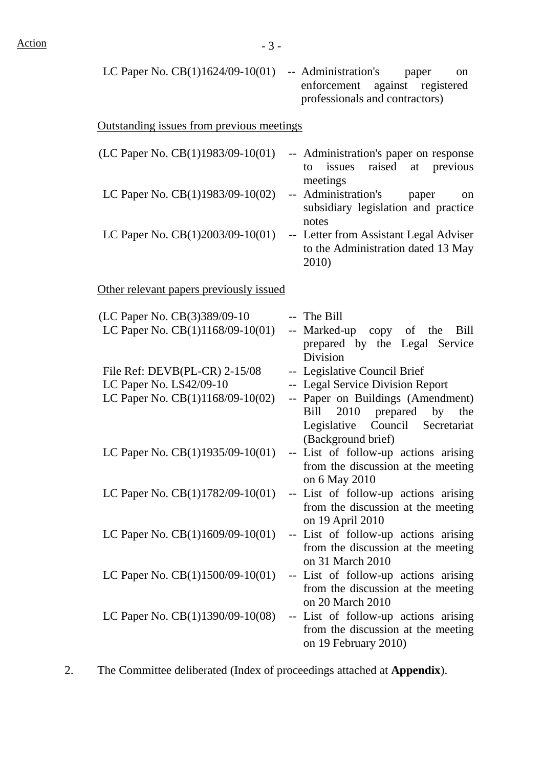Action

LC Paper No. CB(1)1624/09-10(01) -- Administration's paper on enforcement against registered professionals and contractors)

Outstanding issues from previous meetings

| | |
|---|---|
| (LC Paper No. CB(1)1983/09-10(01) | -- Administration's paper on response to issues raised at previous meetings |
| LC Paper No. CB(1)1983/09-10(02) | -- Administration's paper on subsidiary legislation and practice notes |
| LC Paper No. CB(1)2003/09-10(01) | -- Letter from Assistant Legal Adviser to the Administration dated 13 May 2010) |

Other relevant papers previously issued

| | |
|---|---|
| (LC Paper No. CB(3)389/09-10 | -- The Bill |
| LC Paper No. CB(1)1168/09-10(01) | -- Marked-up copy of the Bill prepared by the Legal Service Division |
| File Ref: DEVB(PL-CR) 2-15/08 | -- Legislative Council Brief |
| LC Paper No. LS42/09-10 | -- Legal Service Division Report |
| LC Paper No. CB(1)1168/09-10(02) | -- Paper on Buildings (Amendment) Bill 2010 prepared by the Legislative Council Secretariat (Background brief) |
| LC Paper No. CB(1)1935/09-10(01) | -- List of follow-up actions arising from the discussion at the meeting on 6 May 2010 |
| LC Paper No. CB(1)1782/09-10(01) | -- List of follow-up actions arising from the discussion at the meeting on 19 April 2010 |
| LC Paper No. CB(1)1609/09-10(01) | -- List of follow-up actions arising from the discussion at the meeting on 31 March 2010 |
| LC Paper No. CB(1)1500/09-10(01) | -- List of follow-up actions arising from the discussion at the meeting on 20 March 2010 |
| LC Paper No. CB(1)1390/09-10(08) | -- List of follow-up actions arising from the discussion at the meeting on 19 February 2010) |

2. The Committee deliberated (Index of proceedings attached at **Appendix**).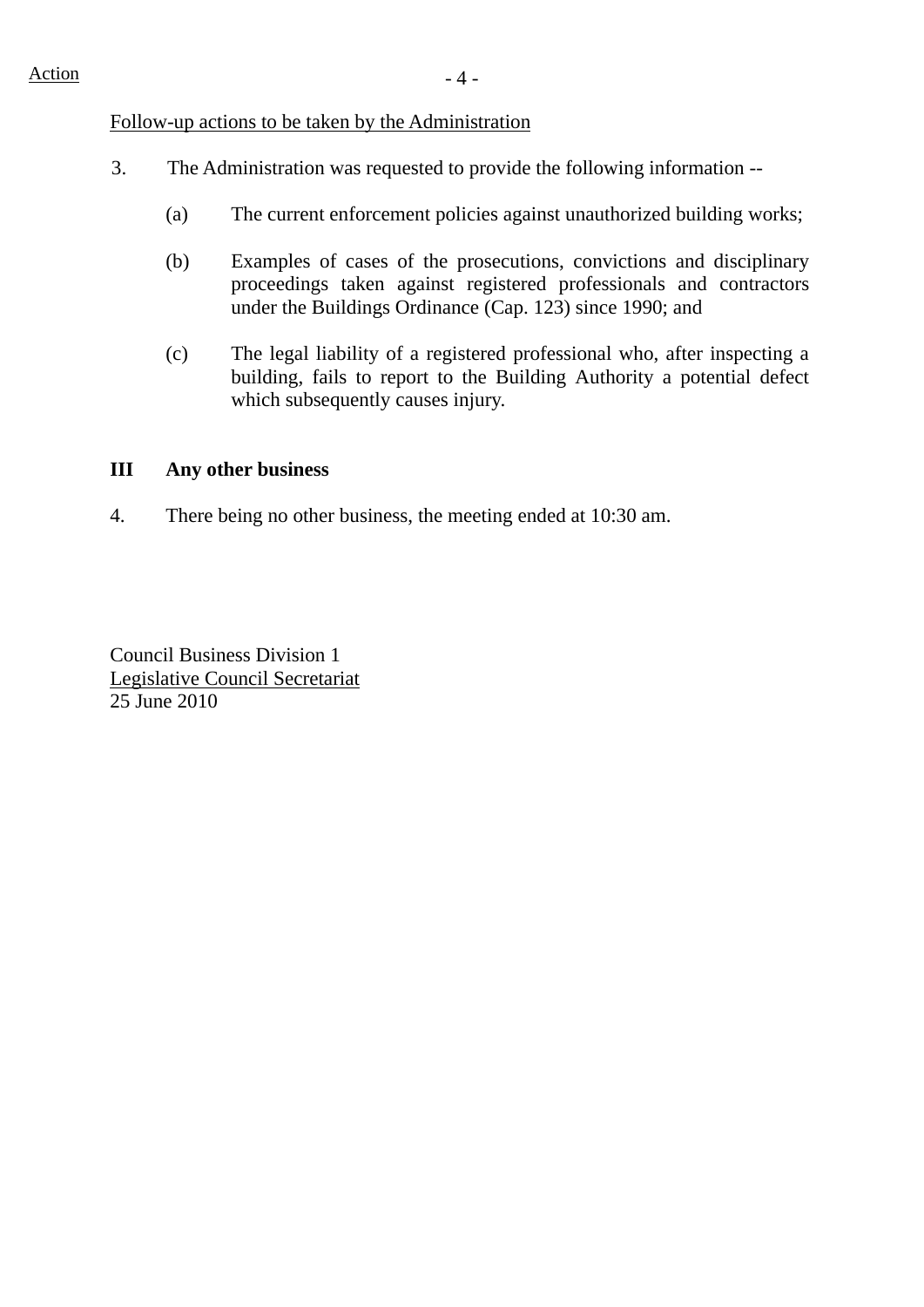Action

Follow-up actions to be taken by the Administration

3. The Administration was requested to provide the following information --

(a) The current enforcement policies against unauthorized building works;

(b) Examples of cases of the prosecutions, convictions and disciplinary proceedings taken against registered professionals and contractors under the Buildings Ordinance (Cap. 123) since 1990; and

(c) The legal liability of a registered professional who, after inspecting a building, fails to report to the Building Authority a potential defect which subsequently causes injury.

**III Any other business**

4. There being no other business, the meeting ended at 10:30 am.

Council Business Division 1
Legislative Council Secretariat
25 June 2010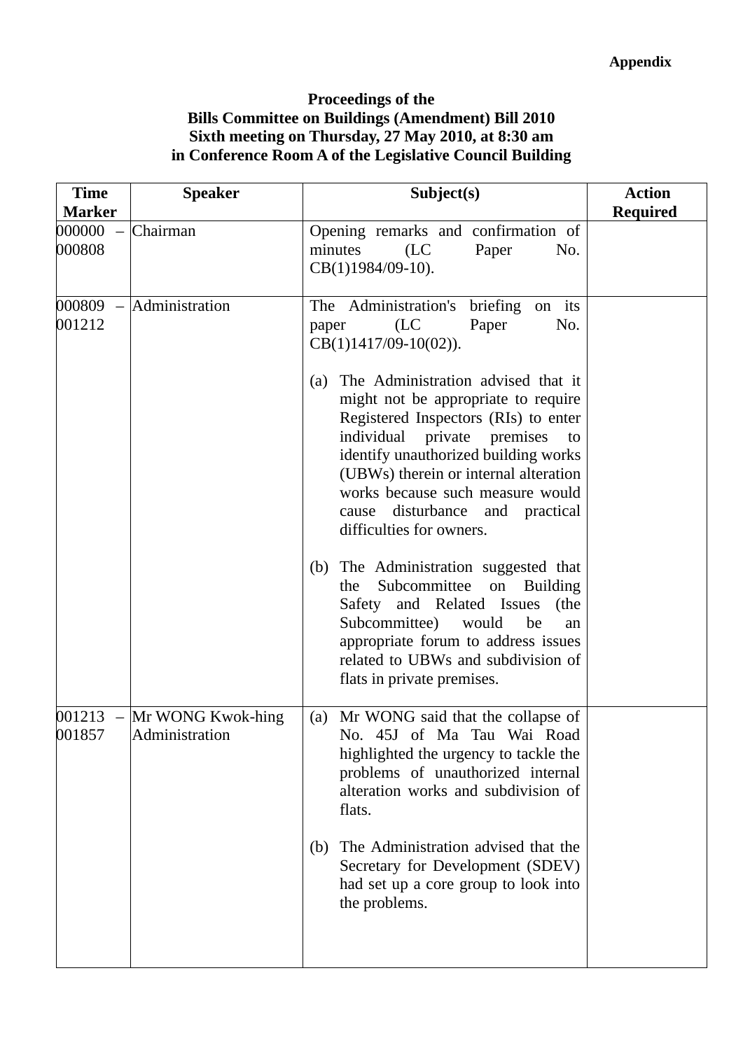**Appendix**

**Proceedings of the**
**Bills Committee on Buildings (Amendment) Bill 2010**
**Sixth meeting on Thursday, 27 May 2010, at 8:30 am**
**in Conference Room A of the Legislative Council Building**

| Time Marker | Speaker | Subject(s) | Action Required |
|---|---|---|---|
| 000000 – 000808 | Chairman | Opening remarks and confirmation of minutes (LC Paper No. CB(1)1984/09-10). | |
| 000809 – 001212 | Administration | The Administration's briefing on its paper (LC Paper No. CB(1)1417/09-10(02)).<br><br>(a) The Administration advised that it might not be appropriate to require Registered Inspectors (RIs) to enter individual private premises to identify unauthorized building works (UBWs) therein or internal alteration works because such measure would cause disturbance and practical difficulties for owners.<br><br>(b) The Administration suggested that the Subcommittee on Building Safety and Related Issues (the Subcommittee) would be an appropriate forum to address issues related to UBWs and subdivision of flats in private premises. | |
| 001213 – 001857 | Mr WONG Kwok-hing<br>Administration | (a) Mr WONG said that the collapse of No. 45J of Ma Tau Wai Road highlighted the urgency to tackle the problems of unauthorized internal alteration works and subdivision of flats.<br><br>(b) The Administration advised that the Secretary for Development (SDEV) had set up a core group to look into the problems. | |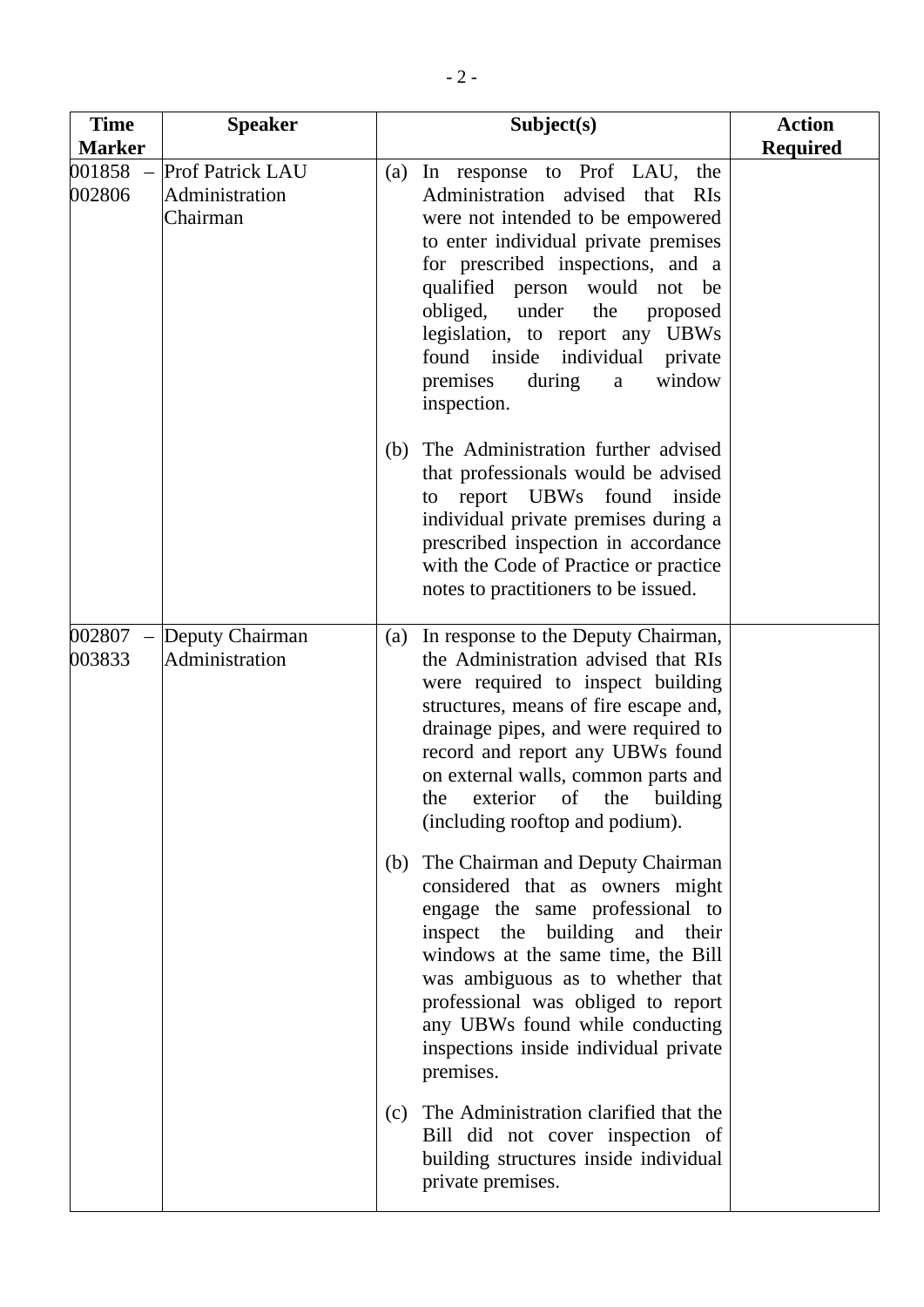| Time Marker | Speaker | Subject(s) | Action Required |
|---|---|---|---|
| 001858 – 002806 | Prof Patrick LAU<br>Administration<br>Chairman | (a) In response to Prof LAU, the Administration advised that RIs were not intended to be empowered to enter individual private premises for prescribed inspections, and a qualified person would not be obliged, under the proposed legislation, to report any UBWs found inside individual private premises during a window inspection.<br><br>(b) The Administration further advised that professionals would be advised to report UBWs found inside individual private premises during a prescribed inspection in accordance with the Code of Practice or practice notes to practitioners to be issued. | |
| 002807 – 003833 | Deputy Chairman<br>Administration | (a) In response to the Deputy Chairman, the Administration advised that RIs were required to inspect building structures, means of fire escape and, drainage pipes, and were required to record and report any UBWs found on external walls, common parts and the exterior of the building (including rooftop and podium).<br><br>(b) The Chairman and Deputy Chairman considered that as owners might engage the same professional to inspect the building and their windows at the same time, the Bill was ambiguous as to whether that professional was obliged to report any UBWs found while conducting inspections inside individual private premises.<br><br>(c) The Administration clarified that the Bill did not cover inspection of building structures inside individual private premises. | |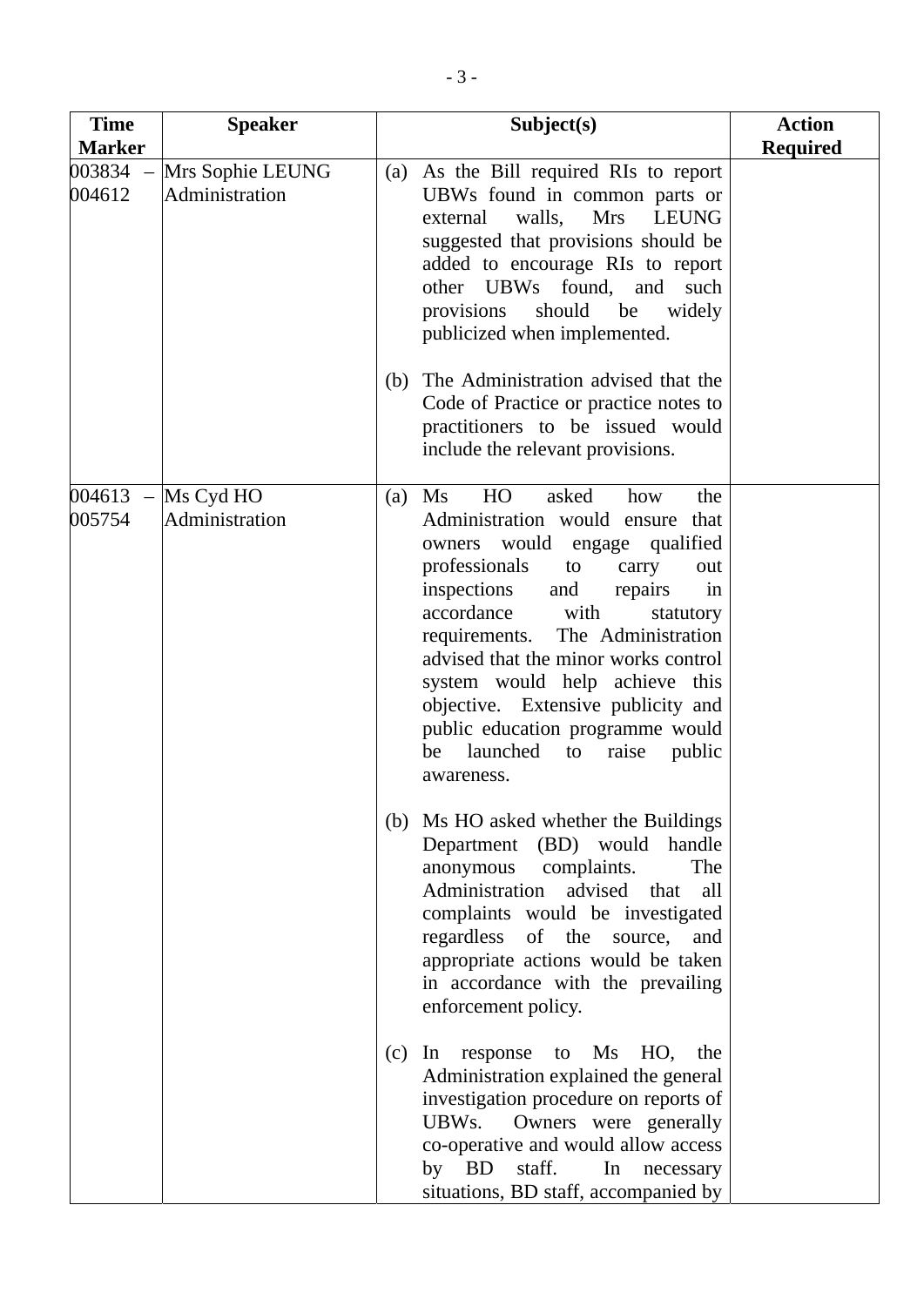| Time Marker | Speaker | Subject(s) | Action Required |
|---|---|---|---|
| 003834 – 004612 | Mrs Sophie LEUNG<br>Administration | (a) As the Bill required RIs to report UBWs found in common parts or external walls, Mrs LEUNG suggested that provisions should be added to encourage RIs to report other UBWs found, and such provisions should be widely publicized when implemented.<br><br>(b) The Administration advised that the Code of Practice or practice notes to practitioners to be issued would include the relevant provisions. | |
| 004613 – 005754 | Ms Cyd HO<br>Administration | (a) Ms HO asked how the Administration would ensure that owners would engage qualified professionals to carry out inspections and repairs in accordance with statutory requirements. The Administration advised that the minor works control system would help achieve this objective. Extensive publicity and public education programme would be launched to raise public awareness.<br><br>(b) Ms HO asked whether the Buildings Department (BD) would handle anonymous complaints. The Administration advised that all complaints would be investigated regardless of the source, and appropriate actions would be taken in accordance with the prevailing enforcement policy.<br><br>(c) In response to Ms HO, the Administration explained the general investigation procedure on reports of UBWs. Owners were generally co-operative and would allow access by BD staff. In necessary situations, BD staff, accompanied by | |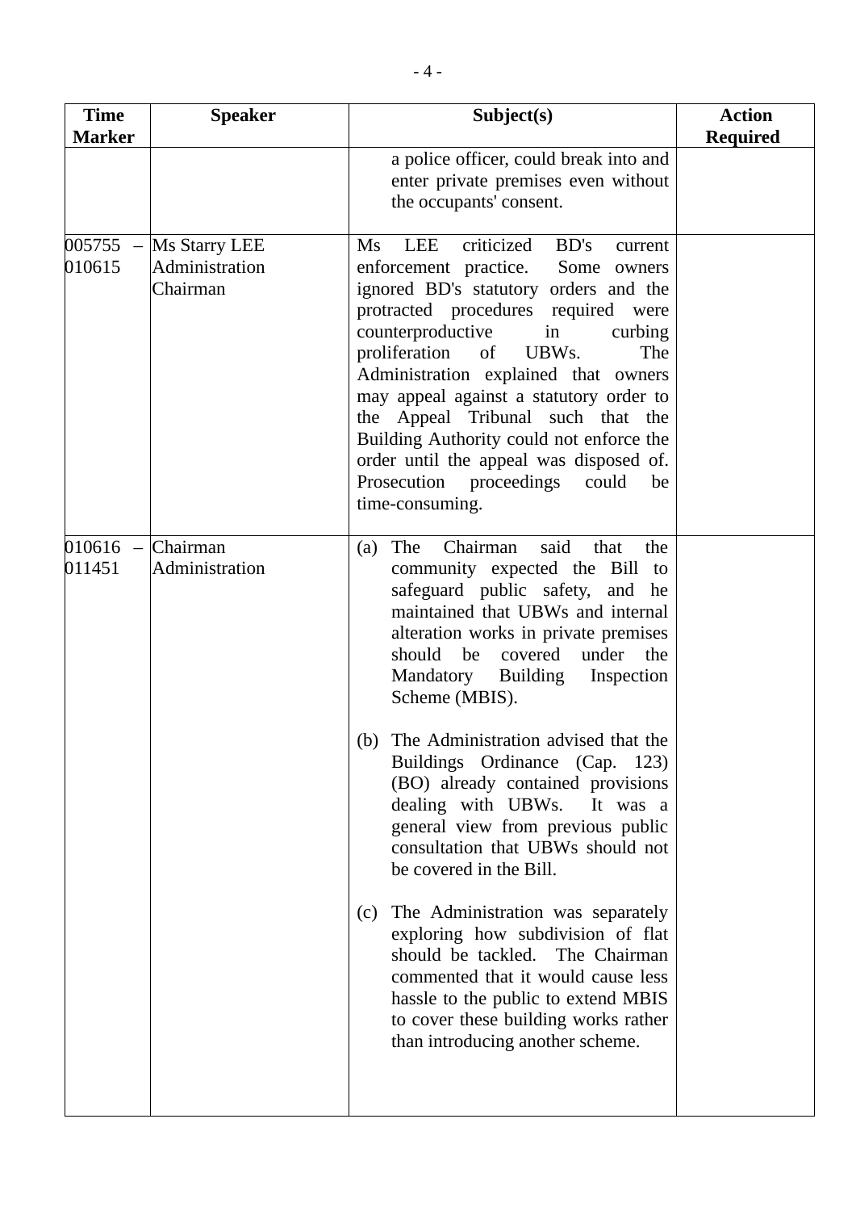| Time Marker | Speaker | Subject(s) | Action Required |
|---|---|---|---|
| | | a police officer, could break into and enter private premises even without the occupants' consent. | |
| 005755 – 010615 | Ms Starry LEE<br>Administration<br>Chairman | Ms LEE criticized BD's current enforcement practice. Some owners ignored BD's statutory orders and the protracted procedures required were counterproductive in curbing proliferation of UBWs. The Administration explained that owners may appeal against a statutory order to the Appeal Tribunal such that the Building Authority could not enforce the order until the appeal was disposed of. Prosecution proceedings could be time-consuming. | |
| 010616 – 011451 | Chairman<br>Administration | (a) The Chairman said that the community expected the Bill to safeguard public safety, and he maintained that UBWs and internal alteration works in private premises should be covered under the Mandatory Building Inspection Scheme (MBIS).<br><br>(b) The Administration advised that the Buildings Ordinance (Cap. 123) (BO) already contained provisions dealing with UBWs. It was a general view from previous public consultation that UBWs should not be covered in the Bill.<br><br>(c) The Administration was separately exploring how subdivision of flat should be tackled. The Chairman commented that it would cause less hassle to the public to extend MBIS to cover these building works rather than introducing another scheme. | |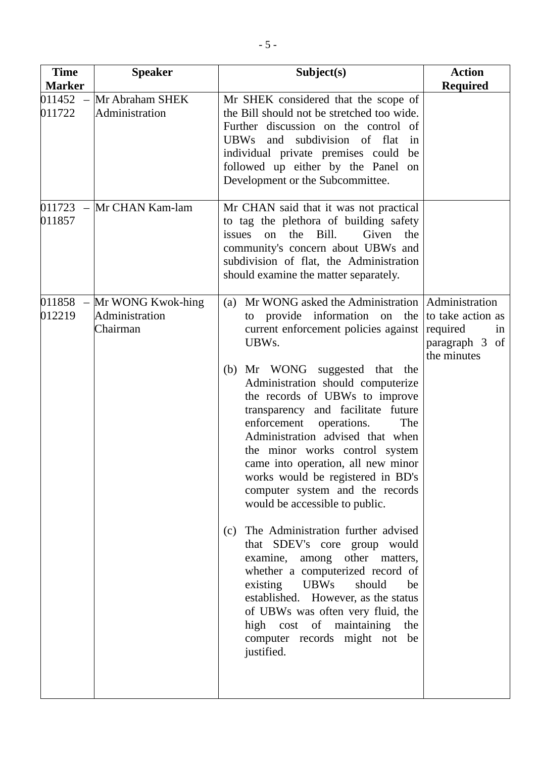| Time Marker | Speaker | Subject(s) | Action Required |
|---|---|---|---|
| 011452 – 011722 | Mr Abraham SHEK<br>Administration | Mr SHEK considered that the scope of the Bill should not be stretched too wide. Further discussion on the control of UBWs and subdivision of flat in individual private premises could be followed up either by the Panel on Development or the Subcommittee. | |
| 011723 – 011857 | Mr CHAN Kam-lam | Mr CHAN said that it was not practical to tag the plethora of building safety issues on the Bill. Given the community's concern about UBWs and subdivision of flat, the Administration should examine the matter separately. | |
| 011858 – 012219 | Mr WONG Kwok-hing<br>Administration<br>Chairman | (a) Mr WONG asked the Administration to provide information on the current enforcement policies against UBWs.<br><br>(b) Mr WONG suggested that the Administration should computerize the records of UBWs to improve transparency and facilitate future enforcement operations. The Administration advised that when the minor works control system came into operation, all new minor works would be registered in BD's computer system and the records would be accessible to public.<br><br>(c) The Administration further advised that SDEV's core group would examine, among other matters, whether a computerized record of existing UBWs should be established. However, as the status of UBWs was often very fluid, the high cost of maintaining the computer records might not be justified. | Administration to take action as required in paragraph 3 of the minutes |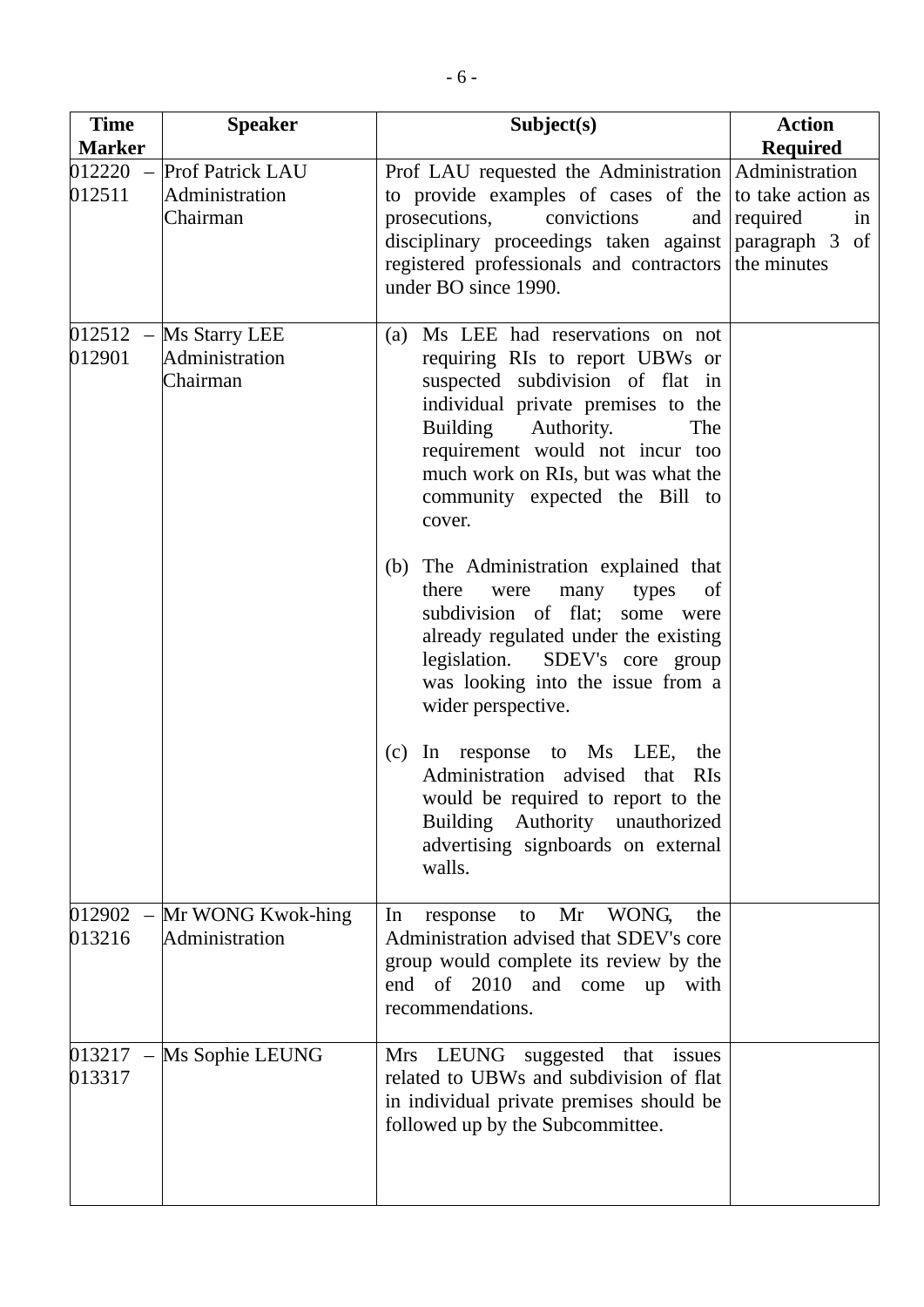| Time Marker | Speaker | Subject(s) | Action Required |
|---|---|---|---|
| 012220 – 012511 | Prof Patrick LAU<br>Administration<br>Chairman | Prof LAU requested the Administration to provide examples of cases of the prosecutions, convictions and disciplinary proceedings taken against registered professionals and contractors under BO since 1990. | Administration to take action as required in paragraph 3 of the minutes |
| 012512 – 012901 | Ms Starry LEE<br>Administration<br>Chairman | (a) Ms LEE had reservations on not requiring RIs to report UBWs or suspected subdivision of flat in individual private premises to the Building Authority. The requirement would not incur too much work on RIs, but was what the community expected the Bill to cover.<br><br>(b) The Administration explained that there were many types of subdivision of flat; some were already regulated under the existing legislation. SDEV's core group was looking into the issue from a wider perspective.<br><br>(c) In response to Ms LEE, the Administration advised that RIs would be required to report to the Building Authority unauthorized advertising signboards on external walls. | |
| 012902 – 013216 | Mr WONG Kwok-hing<br>Administration | In response to Mr WONG, the Administration advised that SDEV's core group would complete its review by the end of 2010 and come up with recommendations. | |
| 013217 – 013317 | Ms Sophie LEUNG | Mrs LEUNG suggested that issues related to UBWs and subdivision of flat in individual private premises should be followed up by the Subcommittee. | |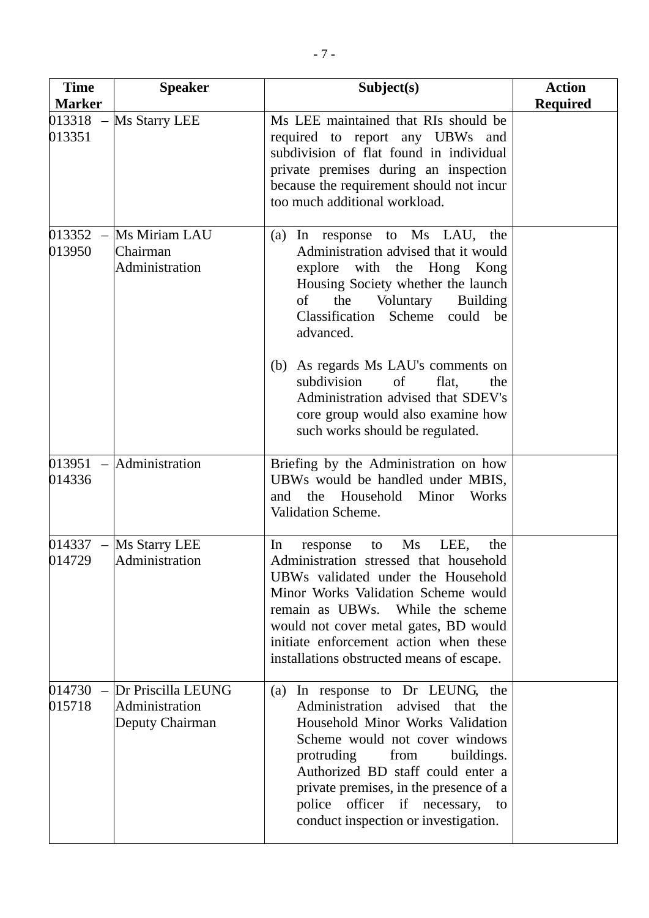| Time Marker | Speaker | Subject(s) | Action Required |
|---|---|---|---|
| 013318 – 013351 | Ms Starry LEE | Ms LEE maintained that RIs should be required to report any UBWs and subdivision of flat found in individual private premises during an inspection because the requirement should not incur too much additional workload. | |
| 013352 – 013950 | Ms Miriam LAU<br>Chairman<br>Administration | (a) In response to Ms LAU, the Administration advised that it would explore with the Hong Kong Housing Society whether the launch of the Voluntary Building Classification Scheme could be advanced.<br><br>(b) As regards Ms LAU's comments on subdivision of flat, the Administration advised that SDEV's core group would also examine how such works should be regulated. | |
| 013951 – 014336 | Administration | Briefing by the Administration on how UBWs would be handled under MBIS, and the Household Minor Works Validation Scheme. | |
| 014337 – 014729 | Ms Starry LEE<br>Administration | In response to Ms LEE, the Administration stressed that household UBWs validated under the Household Minor Works Validation Scheme would remain as UBWs. While the scheme would not cover metal gates, BD would initiate enforcement action when these installations obstructed means of escape. | |
| 014730 – 015718 | Dr Priscilla LEUNG<br>Administration<br>Deputy Chairman | (a) In response to Dr LEUNG, the Administration advised that the Household Minor Works Validation Scheme would not cover windows protruding from buildings. Authorized BD staff could enter a private premises, in the presence of a police officer if necessary, to conduct inspection or investigation. | |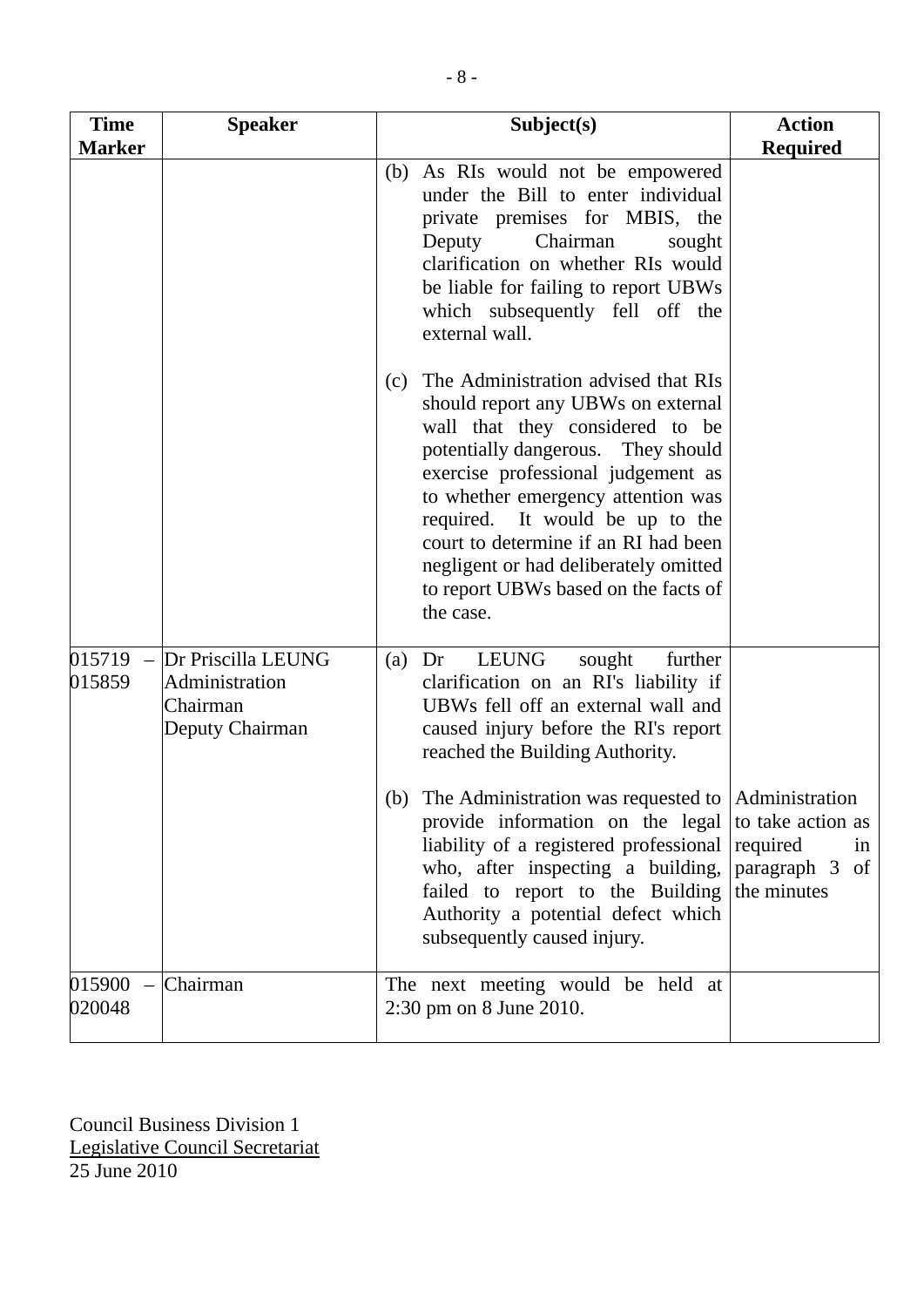| Time Marker | Speaker | Subject(s) | Action Required |
|---|---|---|---|
| | | (b) As RIs would not be empowered under the Bill to enter individual private premises for MBIS, the Deputy Chairman sought clarification on whether RIs would be liable for failing to report UBWs which subsequently fell off the external wall.<br><br>(c) The Administration advised that RIs should report any UBWs on external wall that they considered to be potentially dangerous. They should exercise professional judgement as to whether emergency attention was required. It would be up to the court to determine if an RI had been negligent or had deliberately omitted to report UBWs based on the facts of the case. | |
| 015719 – 015859 | Dr Priscilla LEUNG<br>Administration<br>Chairman<br>Deputy Chairman | (a) Dr LEUNG sought further clarification on an RI's liability if UBWs fell off an external wall and caused injury before the RI's report reached the Building Authority.<br><br>(b) The Administration was requested to provide information on the legal liability of a registered professional who, after inspecting a building, failed to report to the Building Authority a potential defect which subsequently caused injury. | <br><br><br><br><br>Administration to take action as required in paragraph 3 of the minutes |
| 015900 – 020048 | Chairman | The next meeting would be held at 2:30 pm on 8 June 2010. | |

Council Business Division 1
Legislative Council Secretariat
25 June 2010